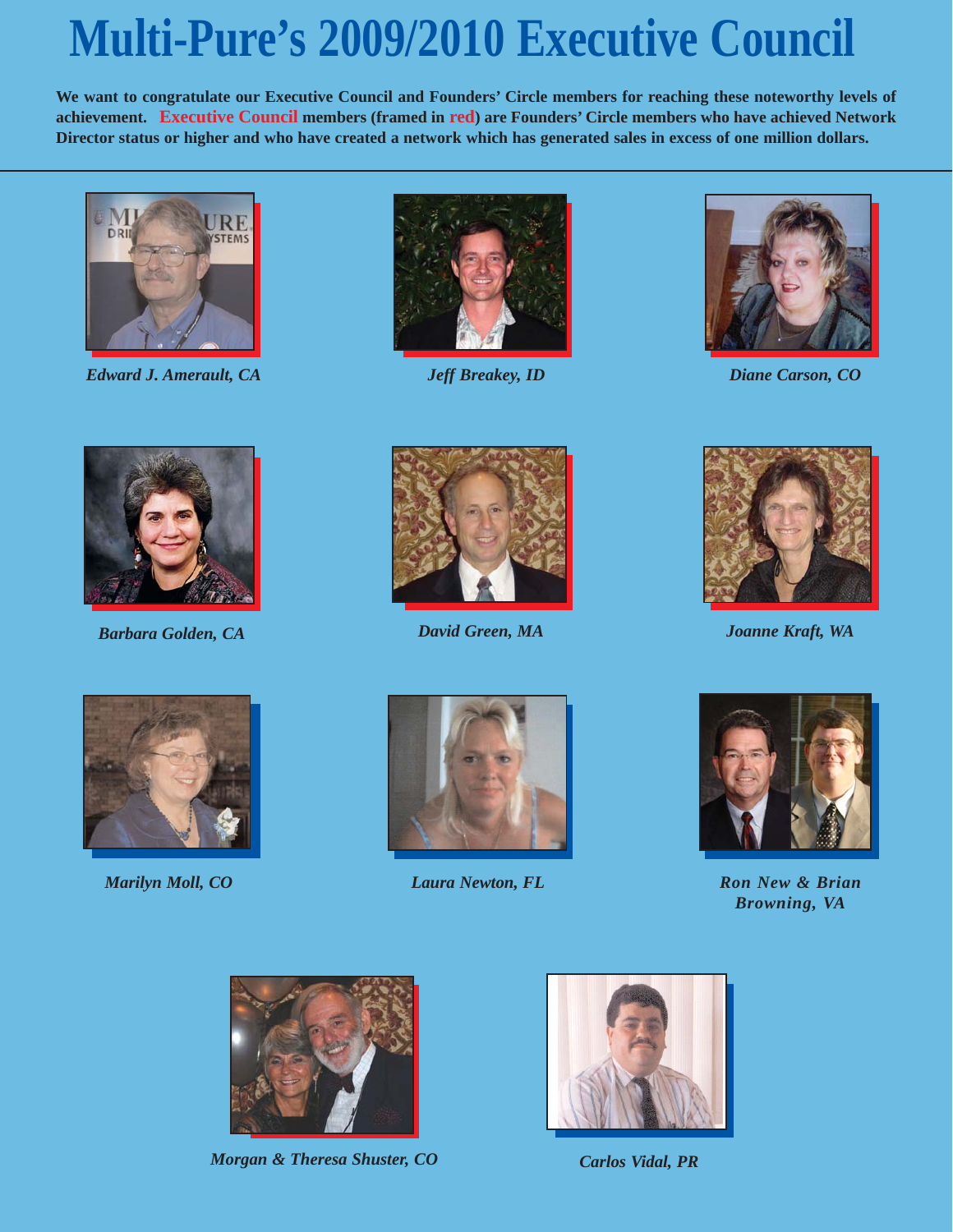# Multi-Pure's 2009/2010 Executive Council

**We want to congratulate our Executive Council and Founders' Circle members for reaching these noteworthy levels of achievement. Executive Council members (framed in red) are Founders' Circle members who have achieved Network Director status or higher and who have created a network which has generated sales in excess of one million dollars.**

*Edward J. Amerault, CA*

*Jeff Breakey, ID*

*Diane Carson, CO*

*Barbara Golden, CA*

*David Green, MA*

*Joanne Kraft, WA*

*Marilyn Moll, CO*

*Laura Newton, FL*

*Ron New & Brian Browning, VA*

*Morgan & Theresa Shuster, CO*

*Carlos Vidal, PR*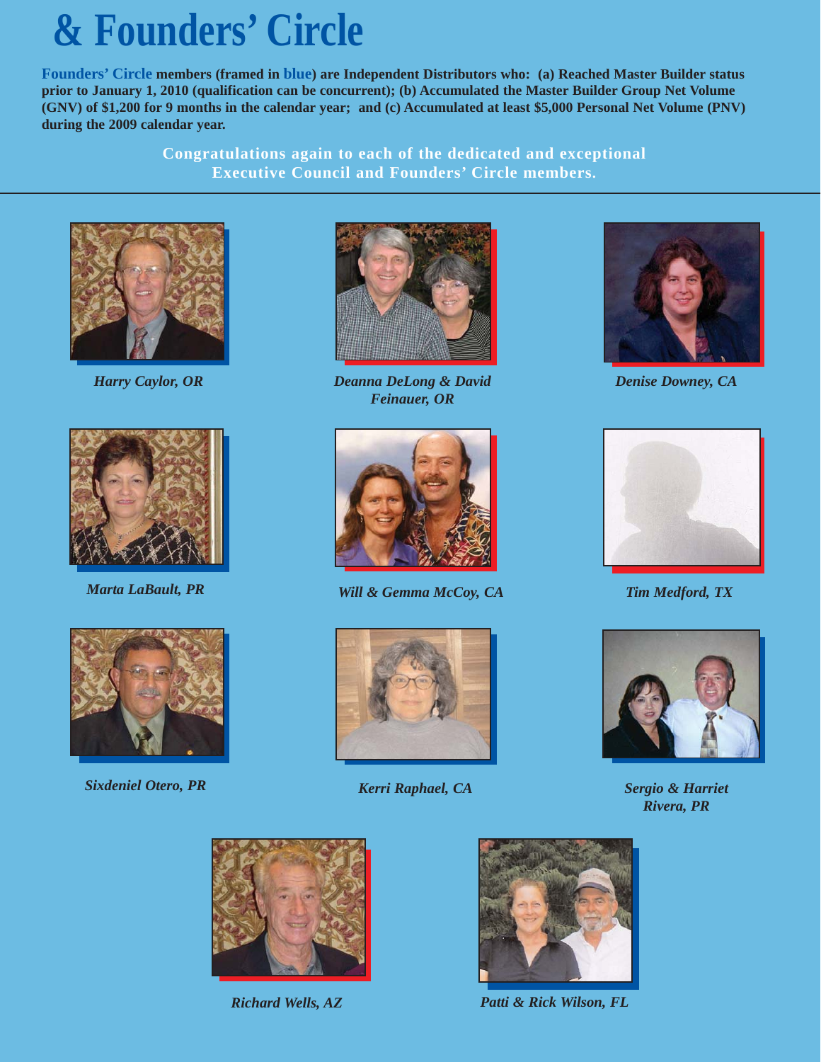# & Founders' Circle

**Founders' Circle members (framed in blue) are Independent Distributors who: (a) Reached Master Builder status prior to January 1, 2010 (qualification can be concurrent); (b) Accumulated the Master Builder Group Net Volume (GNV) of $1,200 for 9 months in the calendar year; and (c) Accumulated at least $5,000 Personal Net Volume (PNV) during the 2009 calendar year.**

**Congratulations again to each of the dedicated and exceptional Executive Council and Founders' Circle members.**

*Harry Caylor, OR*

*Deanna DeLong & David Feinauer, OR*

*Denise Downey, CA*

*Marta LaBault, PR*

*Will & Gemma McCoy, CA*

*Tim Medford, TX*

*Sixdeniel Otero, PR*

*Kerri Raphael, CA*

*Sergio & Harriet Rivera, PR*

*Richard Wells, AZ*

*Patti & Rick Wilson, FL*